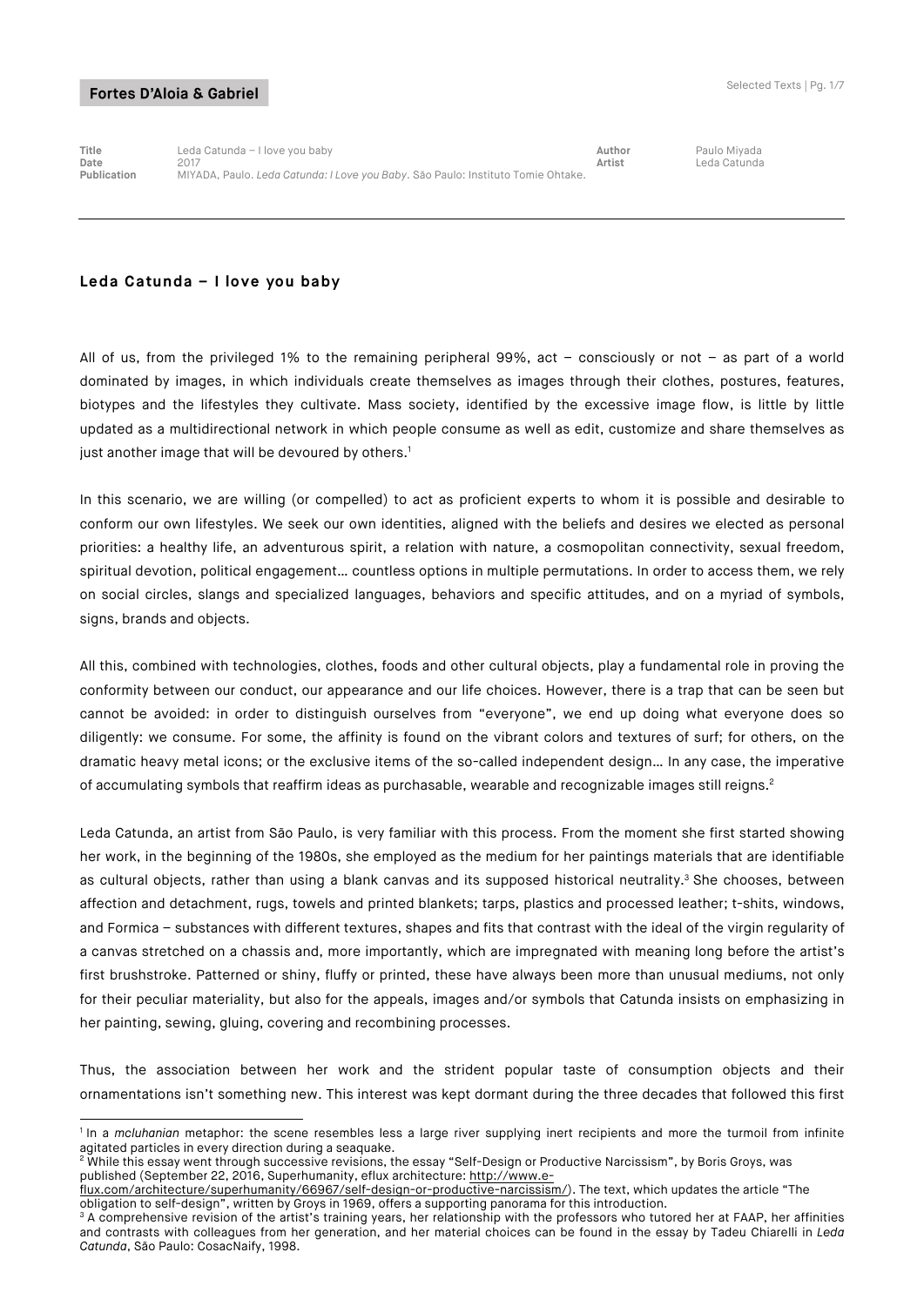**Fortes D'Aloia & Gabriel**

| | | | |
|---|---|---|---|
| **Title** | Leda Catunda – I love you baby | **Author** | Paulo Miyada |
| **Date** | 2017 | **Artist** | Leda Catunda |
| **Publication** | MIYADA, Paulo. *Leda Catunda: I Love you Baby*. São Paulo: Instituto Tomie Ohtake. | | |

## Leda Catunda – I love you baby

All of us, from the privileged 1% to the remaining peripheral 99%, act – consciously or not – as part of a world dominated by images, in which individuals create themselves as images through their clothes, postures, features, biotypes and the lifestyles they cultivate. Mass society, identified by the excessive image flow, is little by little updated as a multidirectional network in which people consume as well as edit, customize and share themselves as just another image that will be devoured by others.[1]

In this scenario, we are willing (or compelled) to act as proficient experts to whom it is possible and desirable to conform our own lifestyles. We seek our own identities, aligned with the beliefs and desires we elected as personal priorities: a healthy life, an adventurous spirit, a relation with nature, a cosmopolitan connectivity, sexual freedom, spiritual devotion, political engagement… countless options in multiple permutations. In order to access them, we rely on social circles, slangs and specialized languages, behaviors and specific attitudes, and on a myriad of symbols, signs, brands and objects.

All this, combined with technologies, clothes, foods and other cultural objects, play a fundamental role in proving the conformity between our conduct, our appearance and our life choices. However, there is a trap that can be seen but cannot be avoided: in order to distinguish ourselves from "everyone", we end up doing what everyone does so diligently: we consume. For some, the affinity is found on the vibrant colors and textures of surf; for others, on the dramatic heavy metal icons; or the exclusive items of the so-called independent design… In any case, the imperative of accumulating symbols that reaffirm ideas as purchasable, wearable and recognizable images still reigns.[2]

Leda Catunda, an artist from São Paulo, is very familiar with this process. From the moment she first started showing her work, in the beginning of the 1980s, she employed as the medium for her paintings materials that are identifiable as cultural objects, rather than using a blank canvas and its supposed historical neutrality.[3] She chooses, between affection and detachment, rugs, towels and printed blankets; tarps, plastics and processed leather; t-shits, windows, and Formica – substances with different textures, shapes and fits that contrast with the ideal of the virgin regularity of a canvas stretched on a chassis and, more importantly, which are impregnated with meaning long before the artist's first brushstroke. Patterned or shiny, fluffy or printed, these have always been more than unusual mediums, not only for their peculiar materiality, but also for the appeals, images and/or symbols that Catunda insists on emphasizing in her painting, sewing, gluing, covering and recombining processes.

Thus, the association between her work and the strident popular taste of consumption objects and their ornamentations isn't something new. This interest was kept dormant during the three decades that followed this first

---

[1] In a *mcluhanian* metaphor: the scene resembles less a large river supplying inert recipients and more the turmoil from infinite agitated particles in every direction during a seaquake.

[2] While this essay went through successive revisions, the essay "Self-Design or Productive Narcissism", by Boris Groys, was published (September 22, 2016, Superhumanity, eflux architecture: http://www.e-flux.com/architecture/superhumanity/66967/self-design-or-productive-narcissism/). The text, which updates the article "The obligation to self-design", written by Groys in 1969, offers a supporting panorama for this introduction.

[3] A comprehensive revision of the artist's training years, her relationship with the professors who tutored her at FAAP, her affinities and contrasts with colleagues from her generation, and her material choices can be found in the essay by Tadeu Chiarelli in *Leda Catunda*, São Paulo: CosacNaify, 1998.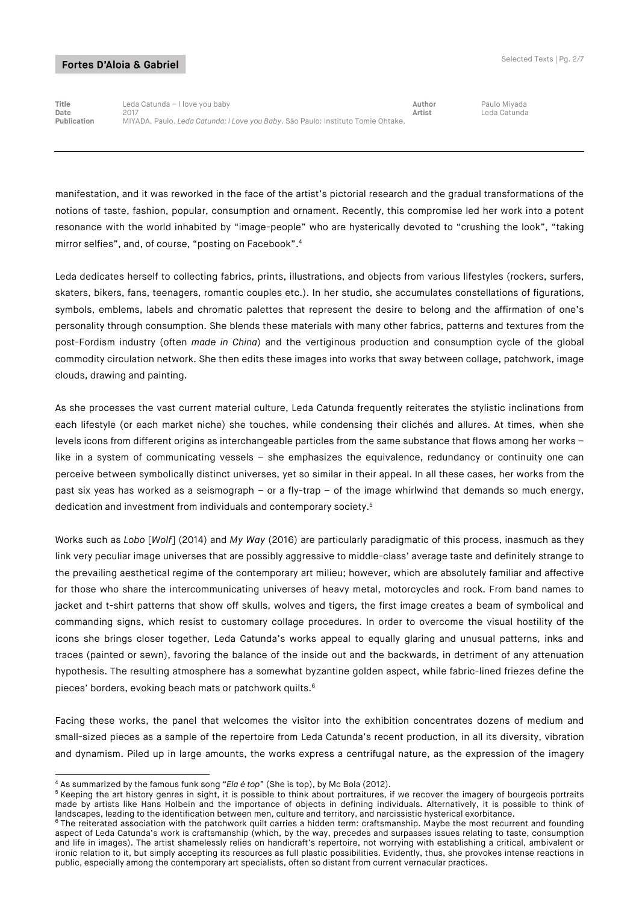| Title | Leda Catunda – I love you baby | Author | Paulo Miyada |
| --- | --- | --- | --- |
| Date | 2017 | Artist | Leda Catunda |
| Publication | MIYADA, Paulo. *Leda Catunda: I Love you Baby*. São Paulo: Instituto Tomie Ohtake. | | |

manifestation, and it was reworked in the face of the artist's pictorial research and the gradual transformations of the notions of taste, fashion, popular, consumption and ornament. Recently, this compromise led her work into a potent resonance with the world inhabited by "image-people" who are hysterically devoted to "crushing the look", "taking mirror selfies", and, of course, "posting on Facebook".[4]

Leda dedicates herself to collecting fabrics, prints, illustrations, and objects from various lifestyles (rockers, surfers, skaters, bikers, fans, teenagers, romantic couples etc.). In her studio, she accumulates constellations of figurations, symbols, emblems, labels and chromatic palettes that represent the desire to belong and the affirmation of one's personality through consumption. She blends these materials with many other fabrics, patterns and textures from the post-Fordism industry (often *made in China*) and the vertiginous production and consumption cycle of the global commodity circulation network. She then edits these images into works that sway between collage, patchwork, image clouds, drawing and painting.

As she processes the vast current material culture, Leda Catunda frequently reiterates the stylistic inclinations from each lifestyle (or each market niche) she touches, while condensing their clichés and allures. At times, when she levels icons from different origins as interchangeable particles from the same substance that flows among her works – like in a system of communicating vessels – she emphasizes the equivalence, redundancy or continuity one can perceive between symbolically distinct universes, yet so similar in their appeal. In all these cases, her works from the past six yeas has worked as a seismograph – or a fly-trap – of the image whirlwind that demands so much energy, dedication and investment from individuals and contemporary society.[5]

Works such as *Lobo* [*Wolf*] (2014) and *My Way* (2016) are particularly paradigmatic of this process, inasmuch as they link very peculiar image universes that are possibly aggressive to middle-class' average taste and definitely strange to the prevailing aesthetical regime of the contemporary art milieu; however, which are absolutely familiar and affective for those who share the intercommunicating universes of heavy metal, motorcycles and rock. From band names to jacket and t-shirt patterns that show off skulls, wolves and tigers, the first image creates a beam of symbolical and commanding signs, which resist to customary collage procedures. In order to overcome the visual hostility of the icons she brings closer together, Leda Catunda's works appeal to equally glaring and unusual patterns, inks and traces (painted or sewn), favoring the balance of the inside out and the backwards, in detriment of any attenuation hypothesis. The resulting atmosphere has a somewhat byzantine golden aspect, while fabric-lined friezes define the pieces' borders, evoking beach mats or patchwork quilts.[6]

Facing these works, the panel that welcomes the visitor into the exhibition concentrates dozens of medium and small-sized pieces as a sample of the repertoire from Leda Catunda's recent production, in all its diversity, vibration and dynamism. Piled up in large amounts, the works express a centrifugal nature, as the expression of the imagery

---

[4] As summarized by the famous funk song "*Ela é top*" (She is top), by Mc Bola (2012).

[5] Keeping the art history genres in sight, it is possible to think about portraitures, if we recover the imagery of bourgeois portraits made by artists like Hans Holbein and the importance of objects in defining individuals. Alternatively, it is possible to think of landscapes, leading to the identification between men, culture and territory, and narcissistic hysterical exorbitance.

[6] The reiterated association with the patchwork quilt carries a hidden term: craftsmanship. Maybe the most recurrent and founding aspect of Leda Catunda's work is craftsmanship (which, by the way, precedes and surpasses issues relating to taste, consumption and life in images). The artist shamelessly relies on handicraft's repertoire, not worrying with establishing a critical, ambivalent or ironic relation to it, but simply accepting its resources as full plastic possibilities. Evidently, thus, she provokes intense reactions in public, especially among the contemporary art specialists, often so distant from current vernacular practices.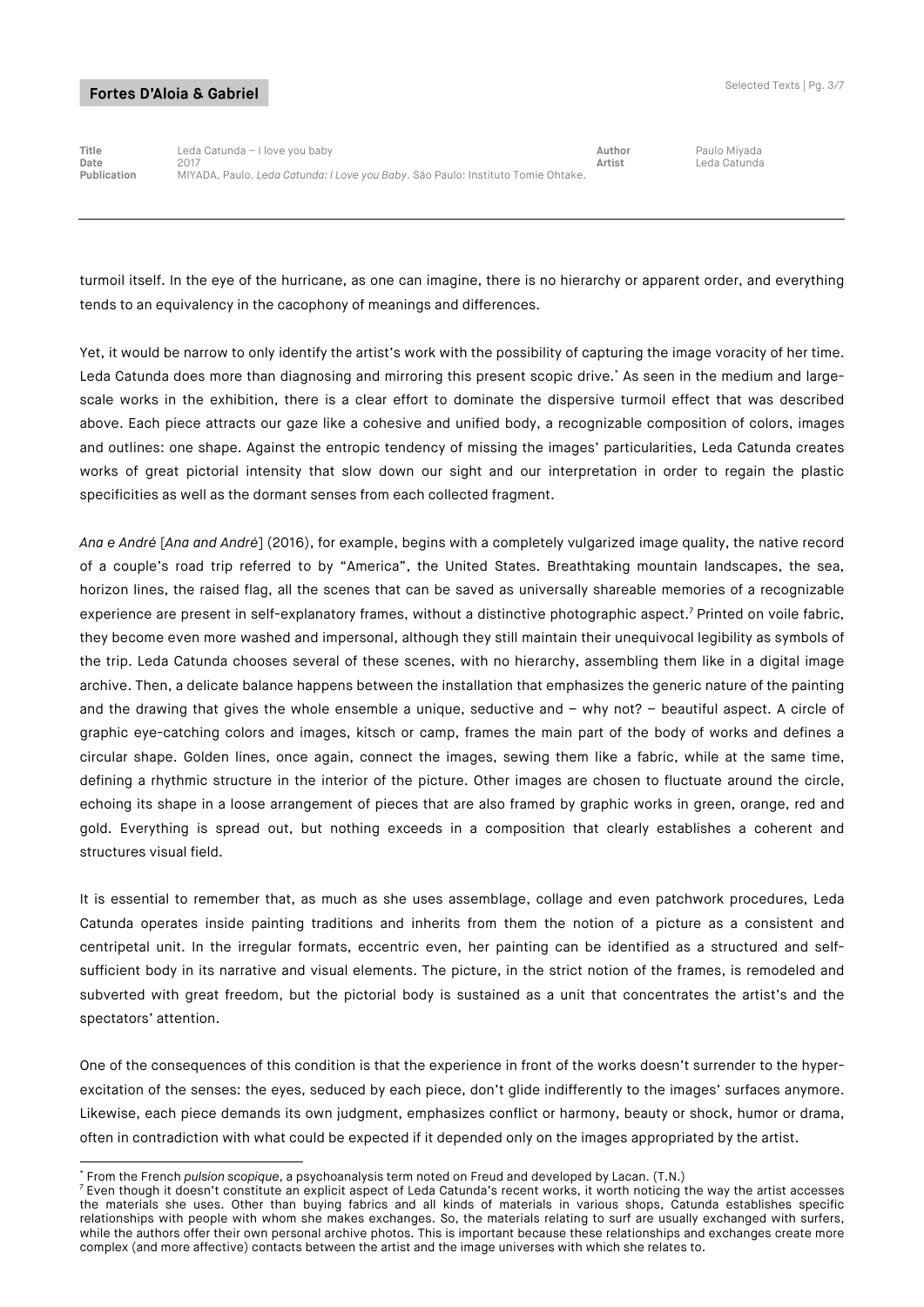Title: Leda Catunda – I love you baby
Date: 2017
Publication: MIYADA, Paulo. *Leda Catunda: I Love you Baby*. São Paulo: Instituto Tomie Ohtake.
Author: Paulo Miyada
Artist: Leda Catunda

---

turmoil itself. In the eye of the hurricane, as one can imagine, there is no hierarchy or apparent order, and everything tends to an equivalency in the cacophony of meanings and differences.

Yet, it would be narrow to only identify the artist's work with the possibility of capturing the image voracity of her time. Leda Catunda does more than diagnosing and mirroring this present scopic drive.[*] As seen in the medium and large-scale works in the exhibition, there is a clear effort to dominate the dispersive turmoil effect that was described above. Each piece attracts our gaze like a cohesive and unified body, a recognizable composition of colors, images and outlines: one shape. Against the entropic tendency of missing the images' particularities, Leda Catunda creates works of great pictorial intensity that slow down our sight and our interpretation in order to regain the plastic specificities as well as the dormant senses from each collected fragment.

*Ana e André* [*Ana and André*] (2016), for example, begins with a completely vulgarized image quality, the native record of a couple's road trip referred to by "America", the United States. Breathtaking mountain landscapes, the sea, horizon lines, the raised flag, all the scenes that can be saved as universally shareable memories of a recognizable experience are present in self-explanatory frames, without a distinctive photographic aspect.[7] Printed on voile fabric, they become even more washed and impersonal, although they still maintain their unequivocal legibility as symbols of the trip. Leda Catunda chooses several of these scenes, with no hierarchy, assembling them like in a digital image archive. Then, a delicate balance happens between the installation that emphasizes the generic nature of the painting and the drawing that gives the whole ensemble a unique, seductive and – why not? – beautiful aspect. A circle of graphic eye-catching colors and images, kitsch or camp, frames the main part of the body of works and defines a circular shape. Golden lines, once again, connect the images, sewing them like a fabric, while at the same time, defining a rhythmic structure in the interior of the picture. Other images are chosen to fluctuate around the circle, echoing its shape in a loose arrangement of pieces that are also framed by graphic works in green, orange, red and gold. Everything is spread out, but nothing exceeds in a composition that clearly establishes a coherent and structures visual field.

It is essential to remember that, as much as she uses assemblage, collage and even patchwork procedures, Leda Catunda operates inside painting traditions and inherits from them the notion of a picture as a consistent and centripetal unit. In the irregular formats, eccentric even, her painting can be identified as a structured and self-sufficient body in its narrative and visual elements. The picture, in the strict notion of the frames, is remodeled and subverted with great freedom, but the pictorial body is sustained as a unit that concentrates the artist's and the spectators' attention.

One of the consequences of this condition is that the experience in front of the works doesn't surrender to the hyper-excitation of the senses: the eyes, seduced by each piece, don't glide indifferently to the images' surfaces anymore. Likewise, each piece demands its own judgment, emphasizes conflict or harmony, beauty or shock, humor or drama, often in contradiction with what could be expected if it depended only on the images appropriated by the artist.

---

[*] From the French *pulsion scopique*, a psychoanalysis term noted on Freud and developed by Lacan. (T.N.)

[7] Even though it doesn't constitute an explicit aspect of Leda Catunda's recent works, it worth noticing the way the artist accesses the materials she uses. Other than buying fabrics and all kinds of materials in various shops, Catunda establishes specific relationships with people with whom she makes exchanges. So, the materials relating to surf are usually exchanged with surfers, while the authors offer their own personal archive photos. This is important because these relationships and exchanges create more complex (and more affective) contacts between the artist and the image universes with which she relates to.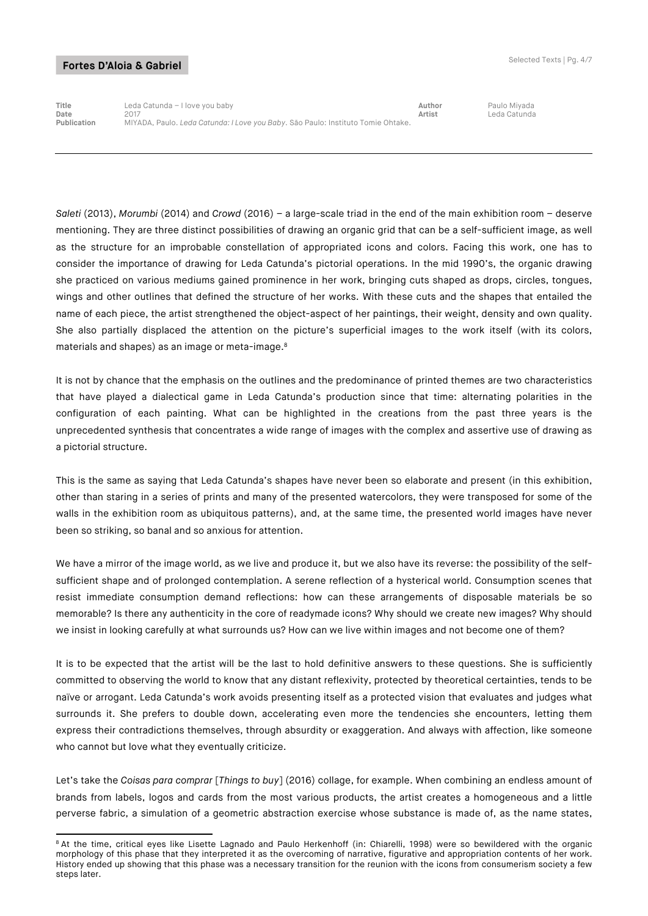| Title | Leda Catunda – I love you baby | Author | Paulo Miyada |
| --- | --- | --- | --- |
| Date | 2017 | Artist | Leda Catunda |
| Publication | MIYADA, Paulo. *Leda Catunda: I Love you Baby*. São Paulo: Instituto Tomie Ohtake. | | |

*Saleti* (2013), *Morumbi* (2014) and *Crowd* (2016) – a large-scale triad in the end of the main exhibition room – deserve mentioning. They are three distinct possibilities of drawing an organic grid that can be a self-sufficient image, as well as the structure for an improbable constellation of appropriated icons and colors. Facing this work, one has to consider the importance of drawing for Leda Catunda's pictorial operations. In the mid 1990's, the organic drawing she practiced on various mediums gained prominence in her work, bringing cuts shaped as drops, circles, tongues, wings and other outlines that defined the structure of her works. With these cuts and the shapes that entailed the name of each piece, the artist strengthened the object-aspect of her paintings, their weight, density and own quality. She also partially displaced the attention on the picture's superficial images to the work itself (with its colors, materials and shapes) as an image or meta-image.[8]

It is not by chance that the emphasis on the outlines and the predominance of printed themes are two characteristics that have played a dialectical game in Leda Catunda's production since that time: alternating polarities in the configuration of each painting. What can be highlighted in the creations from the past three years is the unprecedented synthesis that concentrates a wide range of images with the complex and assertive use of drawing as a pictorial structure.

This is the same as saying that Leda Catunda's shapes have never been so elaborate and present (in this exhibition, other than staring in a series of prints and many of the presented watercolors, they were transposed for some of the walls in the exhibition room as ubiquitous patterns), and, at the same time, the presented world images have never been so striking, so banal and so anxious for attention.

We have a mirror of the image world, as we live and produce it, but we also have its reverse: the possibility of the self-sufficient shape and of prolonged contemplation. A serene reflection of a hysterical world. Consumption scenes that resist immediate consumption demand reflections: how can these arrangements of disposable materials be so memorable? Is there any authenticity in the core of readymade icons? Why should we create new images? Why should we insist in looking carefully at what surrounds us? How can we live within images and not become one of them?

It is to be expected that the artist will be the last to hold definitive answers to these questions. She is sufficiently committed to observing the world to know that any distant reflexivity, protected by theoretical certainties, tends to be naïve or arrogant. Leda Catunda's work avoids presenting itself as a protected vision that evaluates and judges what surrounds it. She prefers to double down, accelerating even more the tendencies she encounters, letting them express their contradictions themselves, through absurdity or exaggeration. And always with affection, like someone who cannot but love what they eventually criticize.

Let's take the *Coisas para comprar* [*Things to buy*] (2016) collage, for example. When combining an endless amount of brands from labels, logos and cards from the most various products, the artist creates a homogeneous and a little perverse fabric, a simulation of a geometric abstraction exercise whose substance is made of, as the name states,

---

[8] At the time, critical eyes like Lisette Lagnado and Paulo Herkenhoff (in: Chiarelli, 1998) were so bewildered with the organic morphology of this phase that they interpreted it as the overcoming of narrative, figurative and appropriation contents of her work. History ended up showing that this phase was a necessary transition for the reunion with the icons from consumerism society a few steps later.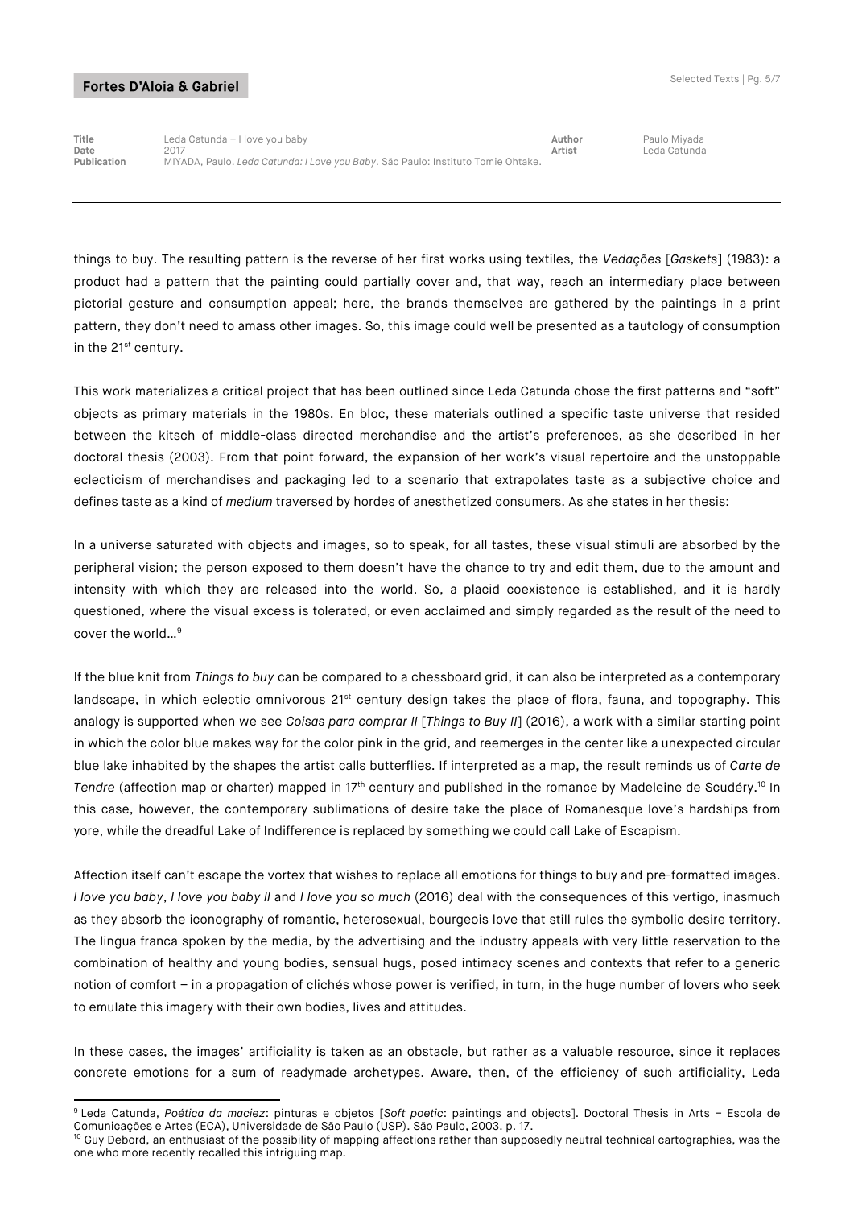things to buy. The resulting pattern is the reverse of her first works using textiles, the *Vedações* [*Gaskets*] (1983): a product had a pattern that the painting could partially cover and, that way, reach an intermediary place between pictorial gesture and consumption appeal; here, the brands themselves are gathered by the paintings in a print pattern, they don't need to amass other images. So, this image could well be presented as a tautology of consumption in the 21st century.

This work materializes a critical project that has been outlined since Leda Catunda chose the first patterns and "soft" objects as primary materials in the 1980s. En bloc, these materials outlined a specific taste universe that resided between the kitsch of middle-class directed merchandise and the artist's preferences, as she described in her doctoral thesis (2003). From that point forward, the expansion of her work's visual repertoire and the unstoppable eclecticism of merchandises and packaging led to a scenario that extrapolates taste as a subjective choice and defines taste as a kind of *medium* traversed by hordes of anesthetized consumers. As she states in her thesis:

In a universe saturated with objects and images, so to speak, for all tastes, these visual stimuli are absorbed by the peripheral vision; the person exposed to them doesn't have the chance to try and edit them, due to the amount and intensity with which they are released into the world. So, a placid coexistence is established, and it is hardly questioned, where the visual excess is tolerated, or even acclaimed and simply regarded as the result of the need to cover the world...[9]

If the blue knit from *Things to buy* can be compared to a chessboard grid, it can also be interpreted as a contemporary landscape, in which eclectic omnivorous 21st century design takes the place of flora, fauna, and topography. This analogy is supported when we see *Coisas para comprar II* [*Things to Buy II*] (2016), a work with a similar starting point in which the color blue makes way for the color pink in the grid, and reemerges in the center like a unexpected circular blue lake inhabited by the shapes the artist calls butterflies. If interpreted as a map, the result reminds us of *Carte de Tendre* (affection map or charter) mapped in 17th century and published in the romance by Madeleine de Scudéry.[10] In this case, however, the contemporary sublimations of desire take the place of Romanesque love's hardships from yore, while the dreadful Lake of Indifference is replaced by something we could call Lake of Escapism.

Affection itself can't escape the vortex that wishes to replace all emotions for things to buy and pre-formatted images. *I love you baby*, *I love you baby II* and *I love you so much* (2016) deal with the consequences of this vertigo, inasmuch as they absorb the iconography of romantic, heterosexual, bourgeois love that still rules the symbolic desire territory. The lingua franca spoken by the media, by the advertising and the industry appeals with very little reservation to the combination of healthy and young bodies, sensual hugs, posed intimacy scenes and contexts that refer to a generic notion of comfort – in a propagation of clichés whose power is verified, in turn, in the huge number of lovers who seek to emulate this imagery with their own bodies, lives and attitudes.

In these cases, the images' artificiality is taken as an obstacle, but rather as a valuable resource, since it replaces concrete emotions for a sum of readymade archetypes. Aware, then, of the efficiency of such artificiality, Leda

---

[9] Leda Catunda, *Poética da maciez*: pinturas e objetos [*Soft poetic*: paintings and objects]. Doctoral Thesis in Arts – Escola de Comunicações e Artes (ECA), Universidade de São Paulo (USP). São Paulo, 2003. p. 17.

[10] Guy Debord, an enthusiast of the possibility of mapping affections rather than supposedly neutral technical cartographies, was the one who more recently recalled this intriguing map.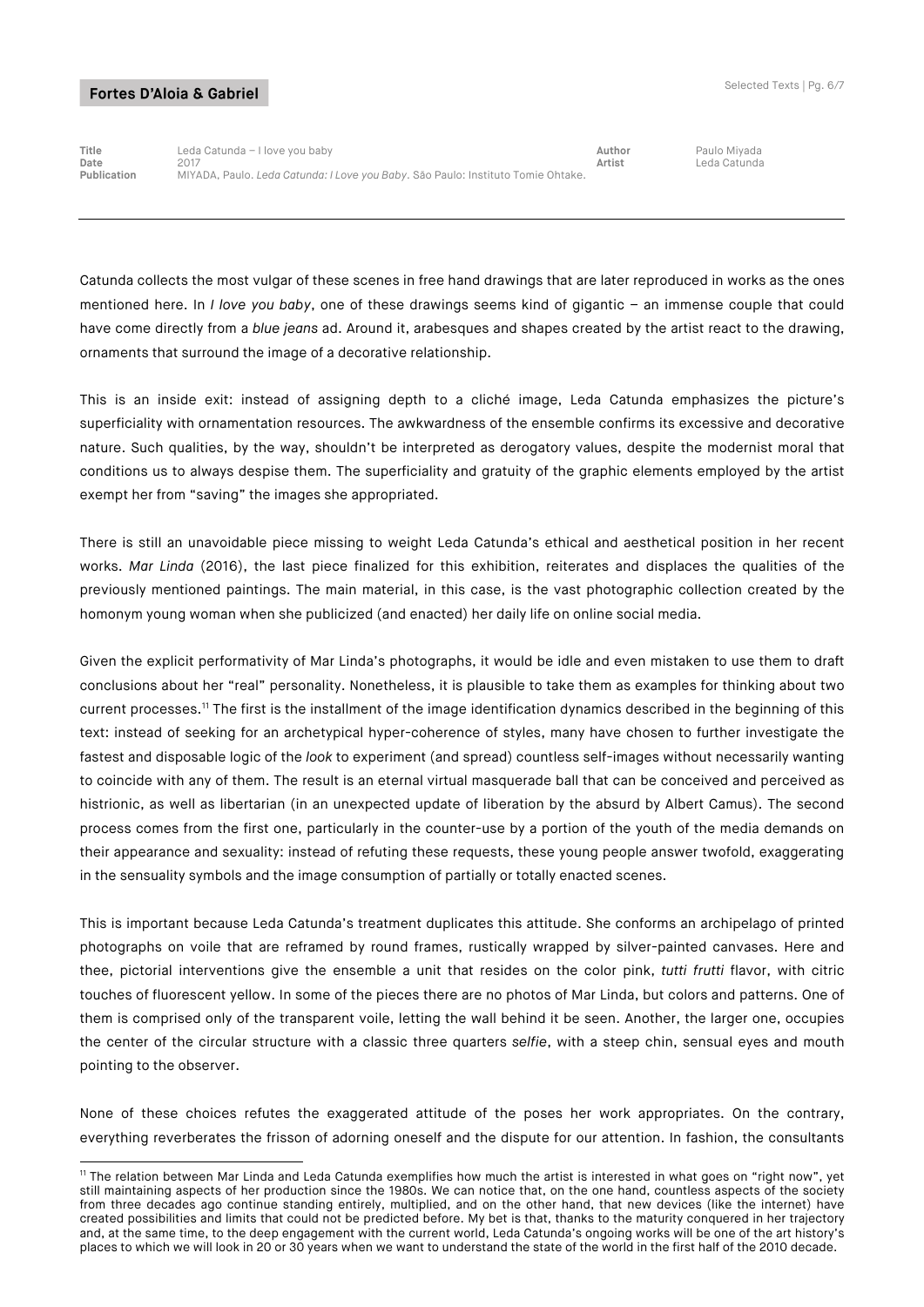| Title | Leda Catunda – I love you baby | Author | Paulo Miyada |
| --- | --- | --- | --- |
| Date | 2017 | Artist | Leda Catunda |
| Publication | MIYADA, Paulo. *Leda Catunda: I Love you Baby*. São Paulo: Instituto Tomie Ohtake. | | |

Catunda collects the most vulgar of these scenes in free hand drawings that are later reproduced in works as the ones mentioned here. In *I love you baby*, one of these drawings seems kind of gigantic – an immense couple that could have come directly from a *blue jeans* ad. Around it, arabesques and shapes created by the artist react to the drawing, ornaments that surround the image of a decorative relationship.

This is an inside exit: instead of assigning depth to a cliché image, Leda Catunda emphasizes the picture's superficiality with ornamentation resources. The awkwardness of the ensemble confirms its excessive and decorative nature. Such qualities, by the way, shouldn't be interpreted as derogatory values, despite the modernist moral that conditions us to always despise them. The superficiality and gratuity of the graphic elements employed by the artist exempt her from "saving" the images she appropriated.

There is still an unavoidable piece missing to weight Leda Catunda's ethical and aesthetical position in her recent works. *Mar Linda* (2016), the last piece finalized for this exhibition, reiterates and displaces the qualities of the previously mentioned paintings. The main material, in this case, is the vast photographic collection created by the homonym young woman when she publicized (and enacted) her daily life on online social media.

Given the explicit performativity of Mar Linda's photographs, it would be idle and even mistaken to use them to draft conclusions about her "real" personality. Nonetheless, it is plausible to take them as examples for thinking about two current processes.[11] The first is the installment of the image identification dynamics described in the beginning of this text: instead of seeking for an archetypical hyper-coherence of styles, many have chosen to further investigate the fastest and disposable logic of the *look* to experiment (and spread) countless self-images without necessarily wanting to coincide with any of them. The result is an eternal virtual masquerade ball that can be conceived and perceived as histrionic, as well as libertarian (in an unexpected update of liberation by the absurd by Albert Camus). The second process comes from the first one, particularly in the counter-use by a portion of the youth of the media demands on their appearance and sexuality: instead of refuting these requests, these young people answer twofold, exaggerating in the sensuality symbols and the image consumption of partially or totally enacted scenes.

This is important because Leda Catunda's treatment duplicates this attitude. She conforms an archipelago of printed photographs on voile that are reframed by round frames, rustically wrapped by silver-painted canvases. Here and thee, pictorial interventions give the ensemble a unit that resides on the color pink, *tutti frutti* flavor, with citric touches of fluorescent yellow. In some of the pieces there are no photos of Mar Linda, but colors and patterns. One of them is comprised only of the transparent voile, letting the wall behind it be seen. Another, the larger one, occupies the center of the circular structure with a classic three quarters *selfie*, with a steep chin, sensual eyes and mouth pointing to the observer.

None of these choices refutes the exaggerated attitude of the poses her work appropriates. On the contrary, everything reverberates the frisson of adorning oneself and the dispute for our attention. In fashion, the consultants

[11] The relation between Mar Linda and Leda Catunda exemplifies how much the artist is interested in what goes on "right now", yet still maintaining aspects of her production since the 1980s. We can notice that, on the one hand, countless aspects of the society from three decades ago continue standing entirely, multiplied, and on the other hand, that new devices (like the internet) have created possibilities and limits that could not be predicted before. My bet is that, thanks to the maturity conquered in her trajectory and, at the same time, to the deep engagement with the current world, Leda Catunda's ongoing works will be one of the art history's places to which we will look in 20 or 30 years when we want to understand the state of the world in the first half of the 2010 decade.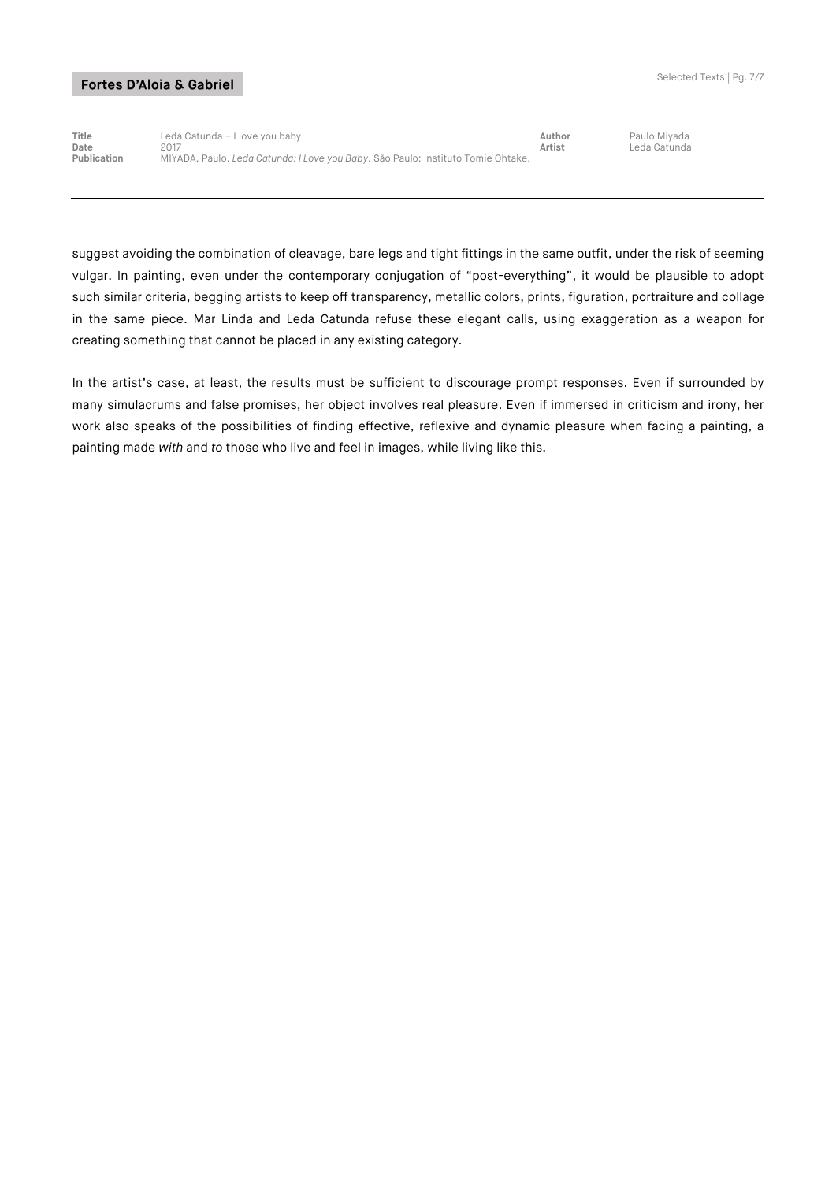suggest avoiding the combination of cleavage, bare legs and tight fittings in the same outfit, under the risk of seeming vulgar. In painting, even under the contemporary conjugation of "post-everything", it would be plausible to adopt such similar criteria, begging artists to keep off transparency, metallic colors, prints, figuration, portraiture and collage in the same piece. Mar Linda and Leda Catunda refuse these elegant calls, using exaggeration as a weapon for creating something that cannot be placed in any existing category.

In the artist's case, at least, the results must be sufficient to discourage prompt responses. Even if surrounded by many simulacrums and false promises, her object involves real pleasure. Even if immersed in criticism and irony, her work also speaks of the possibilities of finding effective, reflexive and dynamic pleasure when facing a painting, a painting made *with* and *to* those who live and feel in images, while living like this.